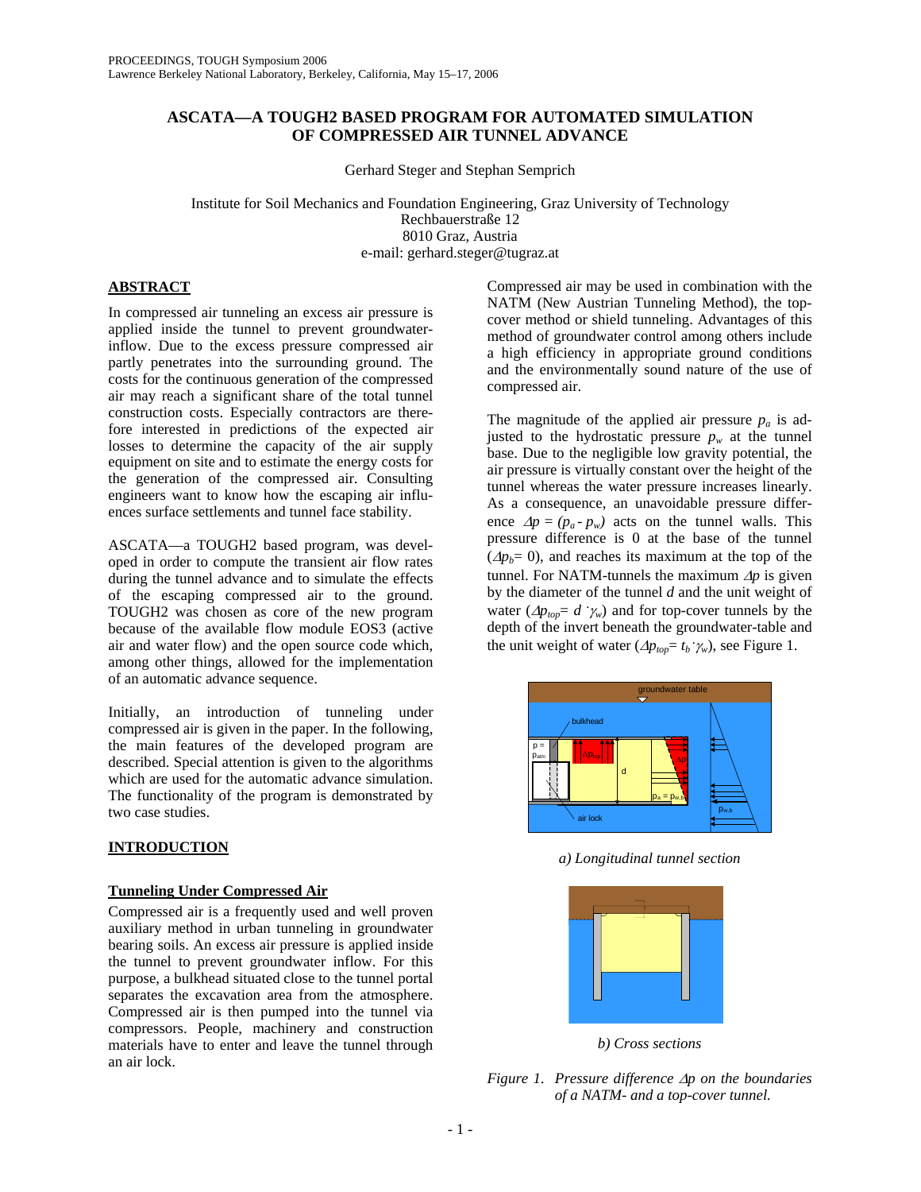# ASCATA—A TOUGH2 BASED PROGRAM FOR AUTOMATED SIMULATION OF COMPRESSED AIR TUNNEL ADVANCE

Gerhard Steger and Stephan Semprich

Institute for Soil Mechanics and Foundation Engineering, Graz University of Technology
Rechbauerstraße 12
8010 Graz, Austria
e-mail: gerhard.steger@tugraz.at

## ABSTRACT

In compressed air tunneling an excess air pressure is applied inside the tunnel to prevent groundwater-inflow. Due to the excess pressure compressed air partly penetrates into the surrounding ground. The costs for the continuous generation of the compressed air may reach a significant share of the total tunnel construction costs. Especially contractors are therefore interested in predictions of the expected air losses to determine the capacity of the air supply equipment on site and to estimate the energy costs for the generation of the compressed air. Consulting engineers want to know how the escaping air influences surface settlements and tunnel face stability.

ASCATA—a TOUGH2 based program, was developed in order to compute the transient air flow rates during the tunnel advance and to simulate the effects of the escaping compressed air to the ground. TOUGH2 was chosen as core of the new program because of the available flow module EOS3 (active air and water flow) and the open source code which, among other things, allowed for the implementation of an automatic advance sequence.

Initially, an introduction of tunneling under compressed air is given in the paper. In the following, the main features of the developed program are described. Special attention is given to the algorithms which are used for the automatic advance simulation. The functionality of the program is demonstrated by two case studies.

## INTRODUCTION

### Tunneling Under Compressed Air

Compressed air is a frequently used and well proven auxiliary method in urban tunneling in groundwater bearing soils. An excess air pressure is applied inside the tunnel to prevent groundwater inflow. For this purpose, a bulkhead situated close to the tunnel portal separates the excavation area from the atmosphere. Compressed air is then pumped into the tunnel via compressors. People, machinery and construction materials have to enter and leave the tunnel through an air lock.

Compressed air may be used in combination with the NATM (New Austrian Tunneling Method), the top-cover method or shield tunneling. Advantages of this method of groundwater control among others include a high efficiency in appropriate ground conditions and the environmentally sound nature of the use of compressed air.

The magnitude of the applied air pressure $p_a$ is adjusted to the hydrostatic pressure $p_w$ at the tunnel base. Due to the negligible low gravity potential, the air pressure is virtually constant over the height of the tunnel whereas the water pressure increases linearly. As a consequence, an unavoidable pressure difference $\Delta p = (p_a - p_w)$ acts on the tunnel walls. This pressure difference is 0 at the base of the tunnel ($\Delta p_b = 0$), and reaches its maximum at the top of the tunnel. For NATM-tunnels the maximum $\Delta p$ is given by the diameter of the tunnel $d$ and the unit weight of water ($\Delta p_{top} = d \cdot \gamma_w$) and for top-cover tunnels by the depth of the invert beneath the groundwater-table and the unit weight of water ($\Delta p_{top} = t_b \cdot \gamma_w$), see Figure 1.

a) Longitudinal tunnel section

b) Cross sections

*Figure 1. Pressure difference $\Delta p$ on the boundaries of a NATM- and a top-cover tunnel.*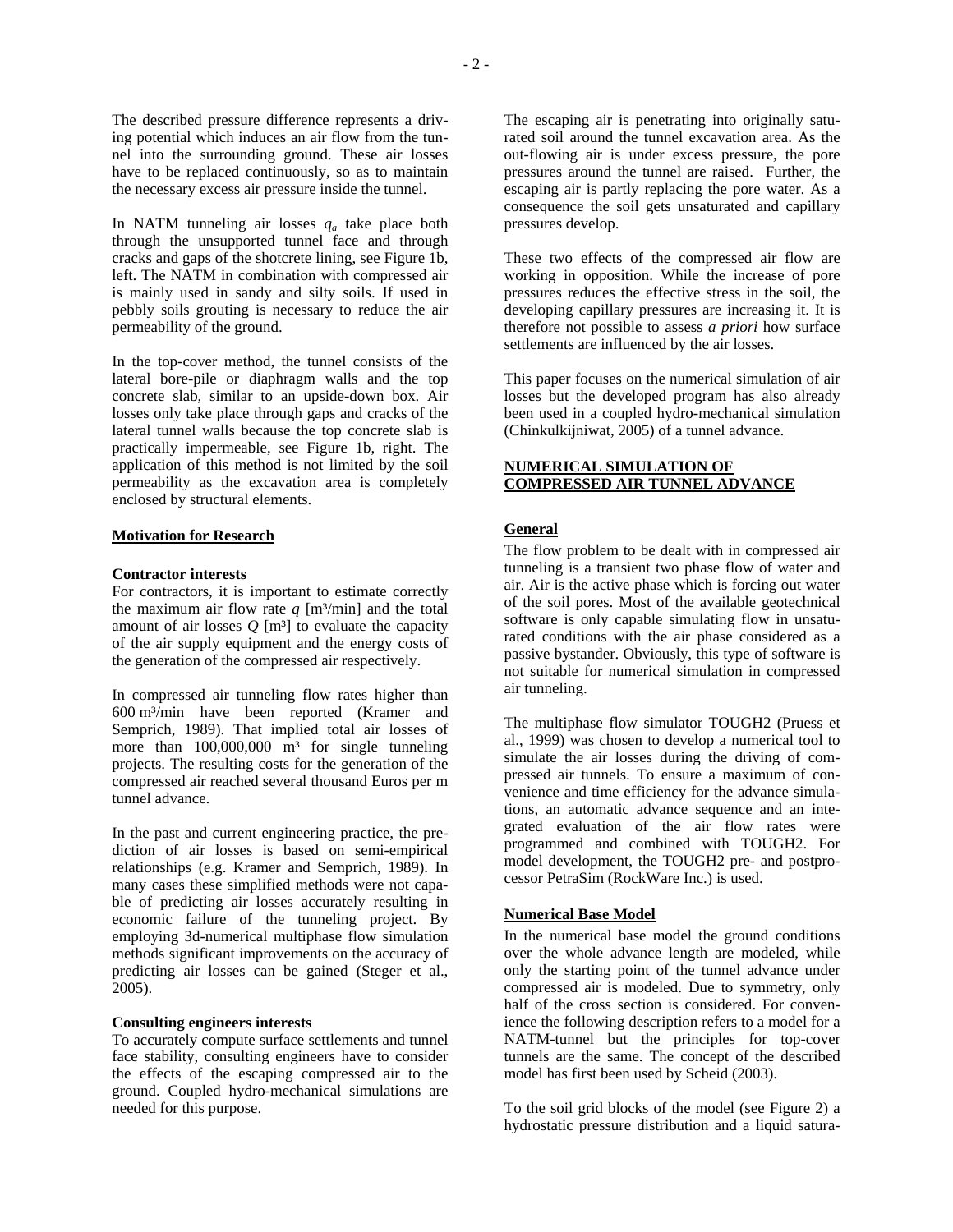The described pressure difference represents a driving potential which induces an air flow from the tunnel into the surrounding ground. These air losses have to be replaced continuously, so as to maintain the necessary excess air pressure inside the tunnel.

In NATM tunneling air losses $q_a$ take place both through the unsupported tunnel face and through cracks and gaps of the shotcrete lining, see Figure 1b, left. The NATM in combination with compressed air is mainly used in sandy and silty soils. If used in pebbly soils grouting is necessary to reduce the air permeability of the ground.

In the top-cover method, the tunnel consists of the lateral bore-pile or diaphragm walls and the top concrete slab, similar to an upside-down box. Air losses only take place through gaps and cracks of the lateral tunnel walls because the top concrete slab is practically impermeable, see Figure 1b, right. The application of this method is not limited by the soil permeability as the excavation area is completely enclosed by structural elements.

## Motivation for Research

### Contractor interests

For contractors, it is important to estimate correctly the maximum air flow rate $q$ [m³/min] and the total amount of air losses $Q$ [m³] to evaluate the capacity of the air supply equipment and the energy costs of the generation of the compressed air respectively.

In compressed air tunneling flow rates higher than 600 m³/min have been reported (Kramer and Semprich, 1989). That implied total air losses of more than 100,000,000 m³ for single tunneling projects. The resulting costs for the generation of the compressed air reached several thousand Euros per m tunnel advance.

In the past and current engineering practice, the prediction of air losses is based on semi-empirical relationships (e.g. Kramer and Semprich, 1989). In many cases these simplified methods were not capable of predicting air losses accurately resulting in economic failure of the tunneling project. By employing 3d-numerical multiphase flow simulation methods significant improvements on the accuracy of predicting air losses can be gained (Steger et al., 2005).

### Consulting engineers interests

To accurately compute surface settlements and tunnel face stability, consulting engineers have to consider the effects of the escaping compressed air to the ground. Coupled hydro-mechanical simulations are needed for this purpose.

The escaping air is penetrating into originally saturated soil around the tunnel excavation area. As the out-flowing air is under excess pressure, the pore pressures around the tunnel are raised. Further, the escaping air is partly replacing the pore water. As a consequence the soil gets unsaturated and capillary pressures develop.

These two effects of the compressed air flow are working in opposition. While the increase of pore pressures reduces the effective stress in the soil, the developing capillary pressures are increasing it. It is therefore not possible to assess *a priori* how surface settlements are influenced by the air losses.

This paper focuses on the numerical simulation of air losses but the developed program has also already been used in a coupled hydro-mechanical simulation (Chinkulkijniwat, 2005) of a tunnel advance.

# NUMERICAL SIMULATION OF COMPRESSED AIR TUNNEL ADVANCE

## General

The flow problem to be dealt with in compressed air tunneling is a transient two phase flow of water and air. Air is the active phase which is forcing out water of the soil pores. Most of the available geotechnical software is only capable simulating flow in unsaturated conditions with the air phase considered as a passive bystander. Obviously, this type of software is not suitable for numerical simulation in compressed air tunneling.

The multiphase flow simulator TOUGH2 (Pruess et al., 1999) was chosen to develop a numerical tool to simulate the air losses during the driving of compressed air tunnels. To ensure a maximum of convenience and time efficiency for the advance simulations, an automatic advance sequence and an integrated evaluation of the air flow rates were programmed and combined with TOUGH2. For model development, the TOUGH2 pre- and postprocessor PetraSim (RockWare Inc.) is used.

## Numerical Base Model

In the numerical base model the ground conditions over the whole advance length are modeled, while only the starting point of the tunnel advance under compressed air is modeled. Due to symmetry, only half of the cross section is considered. For convenience the following description refers to a model for a NATM-tunnel but the principles for top-cover tunnels are the same. The concept of the described model has first been used by Scheid (2003).

To the soil grid blocks of the model (see Figure 2) a hydrostatic pressure distribution and a liquid satura-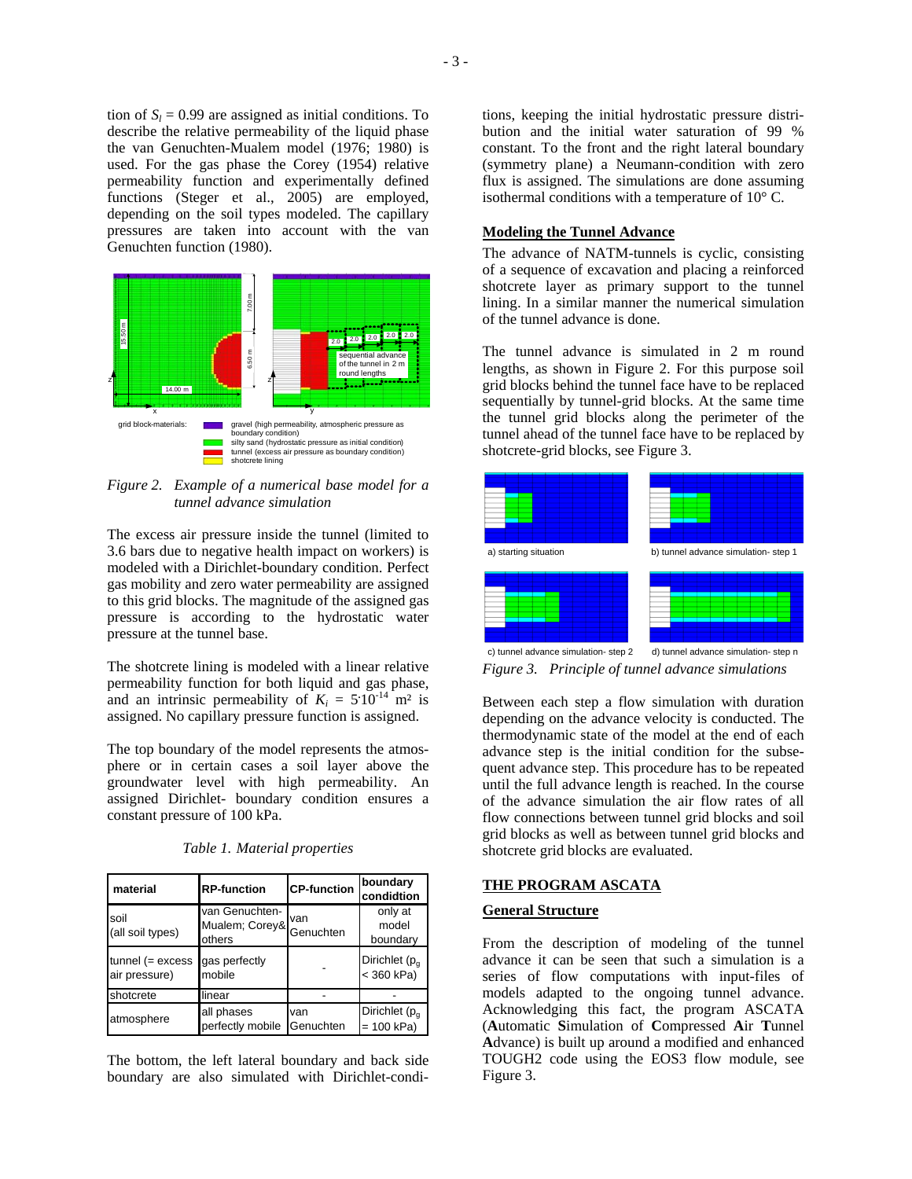tion of $S_l = 0.99$ are assigned as initial conditions. To describe the relative permeability of the liquid phase the van Genuchten-Mualem model (1976; 1980) is used. For the gas phase the Corey (1954) relative permeability function and experimentally defined functions (Steger et al., 2005) are employed, depending on the soil types modeled. The capillary pressures are taken into account with the van Genuchten function (1980).

grid block-materials: gravel (high permeability, atmospheric pressure as boundary condition); silty sand (hydrostatic pressure as initial condition); tunnel (excess air pressure as boundary condition); shotcrete lining

*Figure 2. Example of a numerical base model for a tunnel advance simulation*

The excess air pressure inside the tunnel (limited to 3.6 bars due to negative health impact on workers) is modeled with a Dirichlet-boundary condition. Perfect gas mobility and zero water permeability are assigned to this grid blocks. The magnitude of the assigned gas pressure is according to the hydrostatic water pressure at the tunnel base.

The shotcrete lining is modeled with a linear relative permeability function for both liquid and gas phase, and an intrinsic permeability of $K_i = 5 \cdot 10^{-14}$ m² is assigned. No capillary pressure function is assigned.

The top boundary of the model represents the atmosphere or in certain cases a soil layer above the groundwater level with high permeability. An assigned Dirichlet- boundary condition ensures a constant pressure of 100 kPa.

*Table 1. Material properties*

| material | RP-function | CP-function | boundary condidtion |
|---|---|---|---|
| soil (all soil types) | van Genuchten-Mualem; Corey& others | van Genuchten | only at model boundary |
| tunnel (= excess air pressure) | gas perfectly mobile | - | Dirichlet ($p_g$ < 360 kPa) |
| shotcrete | linear | - | - |
| atmosphere | all phases perfectly mobile | van Genuchten | Dirichlet ($p_g$ = 100 kPa) |

The bottom, the left lateral boundary and back side boundary are also simulated with Dirichlet-conditions, keeping the initial hydrostatic pressure distribution and the initial water saturation of 99 % constant. To the front and the right lateral boundary (symmetry plane) a Neumann-condition with zero flux is assigned. The simulations are done assuming isothermal conditions with a temperature of 10° C.

## Modeling the Tunnel Advance

The advance of NATM-tunnels is cyclic, consisting of a sequence of excavation and placing a reinforced shotcrete layer as primary support to the tunnel lining. In a similar manner the numerical simulation of the tunnel advance is done.

The tunnel advance is simulated in 2 m round lengths, as shown in Figure 2. For this purpose soil grid blocks behind the tunnel face have to be replaced sequentially by tunnel-grid blocks. At the same time the tunnel grid blocks along the perimeter of the tunnel ahead of the tunnel face have to be replaced by shotcrete-grid blocks, see Figure 3.

a) starting situation; b) tunnel advance simulation- step 1; c) tunnel advance simulation- step 2; d) tunnel advance simulation- step n

*Figure 3. Principle of tunnel advance simulations*

Between each step a flow simulation with duration depending on the advance velocity is conducted. The thermodynamic state of the model at the end of each advance step is the initial condition for the subsequent advance step. This procedure has to be repeated until the full advance length is reached. In the course of the advance simulation the air flow rates of all flow connections between tunnel grid blocks and soil grid blocks as well as between tunnel grid blocks and shotcrete grid blocks are evaluated.

# THE PROGRAM ASCATA

## General Structure

From the description of modeling of the tunnel advance it can be seen that such a simulation is a series of flow computations with input-files of models adapted to the ongoing tunnel advance. Acknowledging this fact, the program ASCATA (**A**utomatic **S**imulation of **C**ompressed **A**ir **T**unnel **A**dvance) is built up around a modified and enhanced TOUGH2 code using the EOS3 flow module, see Figure 3.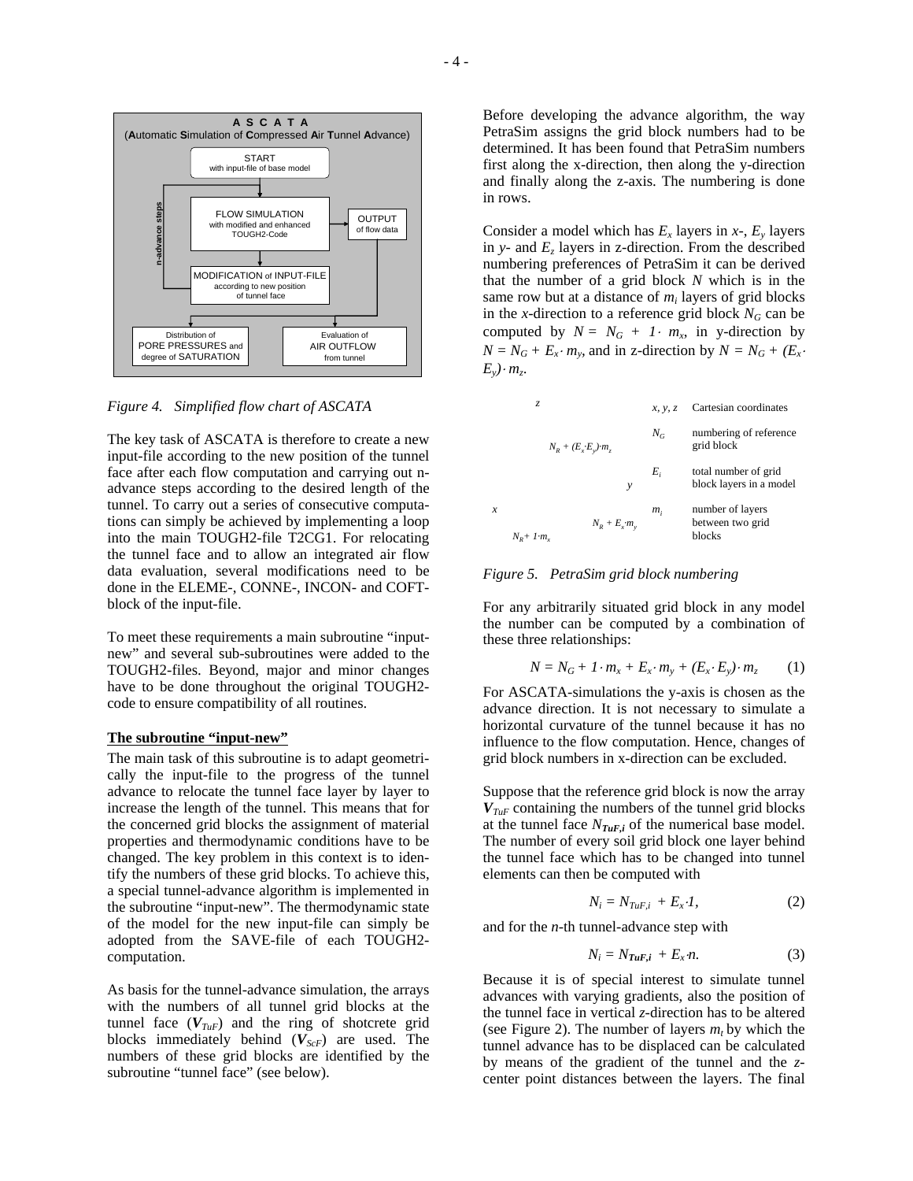Figure 4. Simplified flow chart of ASCATA

The key task of ASCATA is therefore to create a new input-file according to the new position of the tunnel face after each flow computation and carrying out n-advance steps according to the desired length of the tunnel. To carry out a series of consecutive computations can simply be achieved by implementing a loop into the main TOUGH2-file T2CG1. For relocating the tunnel face and to allow an integrated air flow data evaluation, several modifications need to be done in the ELEME-, CONNE-, INCON- and COFT-block of the input-file.

To meet these requirements a main subroutine "input-new" and several sub-subroutines were added to the TOUGH2-files. Beyond, major and minor changes have to be done throughout the original TOUGH2-code to ensure compatibility of all routines.

**The subroutine "input-new"**

The main task of this subroutine is to adapt geometrically the input-file to the progress of the tunnel advance to relocate the tunnel face layer by layer to increase the length of the tunnel. This means that for the concerned grid blocks the assignment of material properties and thermodynamic conditions have to be changed. The key problem in this context is to identify the numbers of these grid blocks. To achieve this, a special tunnel-advance algorithm is implemented in the subroutine "input-new". The thermodynamic state of the model for the new input-file can simply be adopted from the SAVE-file of each TOUGH2-computation.

As basis for the tunnel-advance simulation, the arrays with the numbers of all tunnel grid blocks at the tunnel face ($\boldsymbol{V}_{TuF}$) and the ring of shotcrete grid blocks immediately behind ($\boldsymbol{V}_{ScF}$) are used. The numbers of these grid blocks are identified by the subroutine "tunnel face" (see below).

Before developing the advance algorithm, the way PetraSim assigns the grid block numbers had to be determined. It has been found that PetraSim numbers first along the x-direction, then along the y-direction and finally along the z-axis. The numbering is done in rows.

Consider a model which has $E_x$ layers in *x*-, $E_y$ layers in *y*- and $E_z$ layers in z-direction. From the described numbering preferences of PetraSim it can be derived that the number of a grid block $N$ which is in the same row but at a distance of $m_i$ layers of grid blocks in the *x*-direction to a reference grid block $N_G$ can be computed by $N = N_G + 1 \cdot m_x$, in y-direction by $N = N_G + E_x \cdot m_y$, and in z-direction by $N = N_G + (E_x \cdot E_y) \cdot m_z$.

| | |
|---|---|
| $x, y, z$ | Cartesian coordinates |
| $N_G$ | numbering of reference grid block |
| $E_i$ | total number of grid block layers in a model |
| $m_i$ | number of layers between two grid blocks |

Figure 5. PetraSim grid block numbering

For any arbitrarily situated grid block in any model the number can be computed by a combination of these three relationships:

$$N = N_G + 1 \cdot m_x + E_x \cdot m_y + (E_x \cdot E_y) \cdot m_z \qquad (1)$$

For ASCATA-simulations the y-axis is chosen as the advance direction. It is not necessary to simulate a horizontal curvature of the tunnel because it has no influence to the flow computation. Hence, changes of grid block numbers in x-direction can be excluded.

Suppose that the reference grid block is now the array $\boldsymbol{V}_{TuF}$ containing the numbers of the tunnel grid blocks at the tunnel face $\boldsymbol{N}_{TuF,i}$ of the numerical base model. The number of every soil grid block one layer behind the tunnel face which has to be changed into tunnel elements can then be computed with

$$N_i = N_{TuF,i} + E_x \cdot 1, \qquad (2)$$

and for the *n*-th tunnel-advance step with

$$N_i = \boldsymbol{N}_{TuF,i} + E_x \cdot n. \qquad (3)$$

Because it is of special interest to simulate tunnel advances with varying gradients, also the position of the tunnel face in vertical *z*-direction has to be altered (see Figure 2). The number of layers $m_t$ by which the tunnel advance has to be displaced can be calculated by means of the gradient of the tunnel and the *z*-center point distances between the layers. The final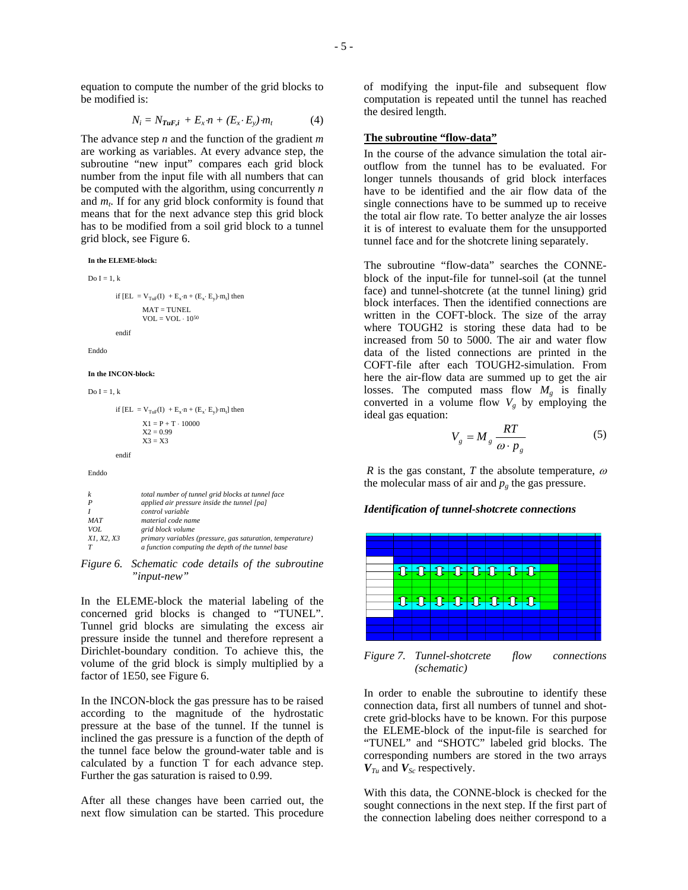equation to compute the number of the grid blocks to be modified is:

$$N_i = N_{TuF,i} + E_x{\cdot}n + (E_x{\cdot} E_y){\cdot}m_t \qquad (4)$$

The advance step $n$ and the function of the gradient $m$ are working as variables. At every advance step, the subroutine "new input" compares each grid block number from the input file with all numbers that can be computed with the algorithm, using concurrently $n$ and $m_t$. If for any grid block conformity is found that means that for the next advance step this grid block has to be modified from a soil grid block to a tunnel grid block, see Figure 6.

```
In the ELEME-block:

Do I = 1, k

        if [EL  = V_TuF(I)  + E_x·n + (E_x· E_y)·m_t] then
                MAT = TUNEL
                VOL = VOL · 10^50
        endif

Enddo

In the INCON-block:

Do I = 1, k

        if [EL  = V_TuF(I)  + E_x·n + (E_x· E_y)·m_t] then
                X1 = P + T · 10000
                X2 = 0.99
                X3 = X3
        endif

Enddo
```

| | |
|---|---|
| *k* | *total number of tunnel grid blocks at tunnel face* |
| *P* | *applied air pressure inside the tunnel [pa]* |
| *I* | *control variable* |
| *MAT* | *material code name* |
| *VOL* | *grid block volume* |
| *X1, X2, X3* | *primary variables (pressure, gas saturation, temperature)* |
| *T* | *a function computing the depth of the tunnel base* |

*Figure 6. Schematic code details of the subroutine "input-new"*

In the ELEME-block the material labeling of the concerned grid blocks is changed to "TUNEL". Tunnel grid blocks are simulating the excess air pressure inside the tunnel and therefore represent a Dirichlet-boundary condition. To achieve this, the volume of the grid block is simply multiplied by a factor of 1E50, see Figure 6.

In the INCON-block the gas pressure has to be raised according to the magnitude of the hydrostatic pressure at the base of the tunnel. If the tunnel is inclined the gas pressure is a function of the depth of the tunnel face below the ground-water table and is calculated by a function T for each advance step. Further the gas saturation is raised to 0.99.

After all these changes have been carried out, the next flow simulation can be started. This procedure of modifying the input-file and subsequent flow computation is repeated until the tunnel has reached the desired length.

**The subroutine "flow-data"**

In the course of the advance simulation the total air-outflow from the tunnel has to be evaluated. For longer tunnels thousands of grid block interfaces have to be identified and the air flow data of the single connections have to be summed up to receive the total air flow rate. To better analyze the air losses it is of interest to evaluate them for the unsupported tunnel face and for the shotcrete lining separately.

The subroutine "flow-data" searches the CONNE-block of the input-file for tunnel-soil (at the tunnel face) and tunnel-shotcrete (at the tunnel lining) grid block interfaces. Then the identified connections are written in the COFT-block. The size of the array where TOUGH2 is storing these data had to be increased from 50 to 5000. The air and water flow data of the listed connections are printed in the COFT-file after each TOUGH2-simulation. From here the air-flow data are summed up to get the air losses. The computed mass flow $M_g$ is finally converted in a volume flow $V_g$ by employing the ideal gas equation:

$$V_g = M_g \frac{RT}{\omega \cdot p_g} \qquad (5)$$

$R$ is the gas constant, $T$ the absolute temperature, $\omega$ the molecular mass of air and $p_g$ the gas pressure.

***Identification of tunnel-shotcrete connections***

*Figure 7. Tunnel-shotcrete flow connections (schematic)*

In order to enable the subroutine to identify these connection data, first all numbers of tunnel and shotcrete grid-blocks have to be known. For this purpose the ELEME-block of the input-file is searched for "TUNEL" and "SHOTC" labeled grid blocks. The corresponding numbers are stored in the two arrays $\boldsymbol{V}_{Tu}$ and $\boldsymbol{V}_{Sc}$ respectively.

With this data, the CONNE-block is checked for the sought connections in the next step. If the first part of the connection labeling does neither correspond to a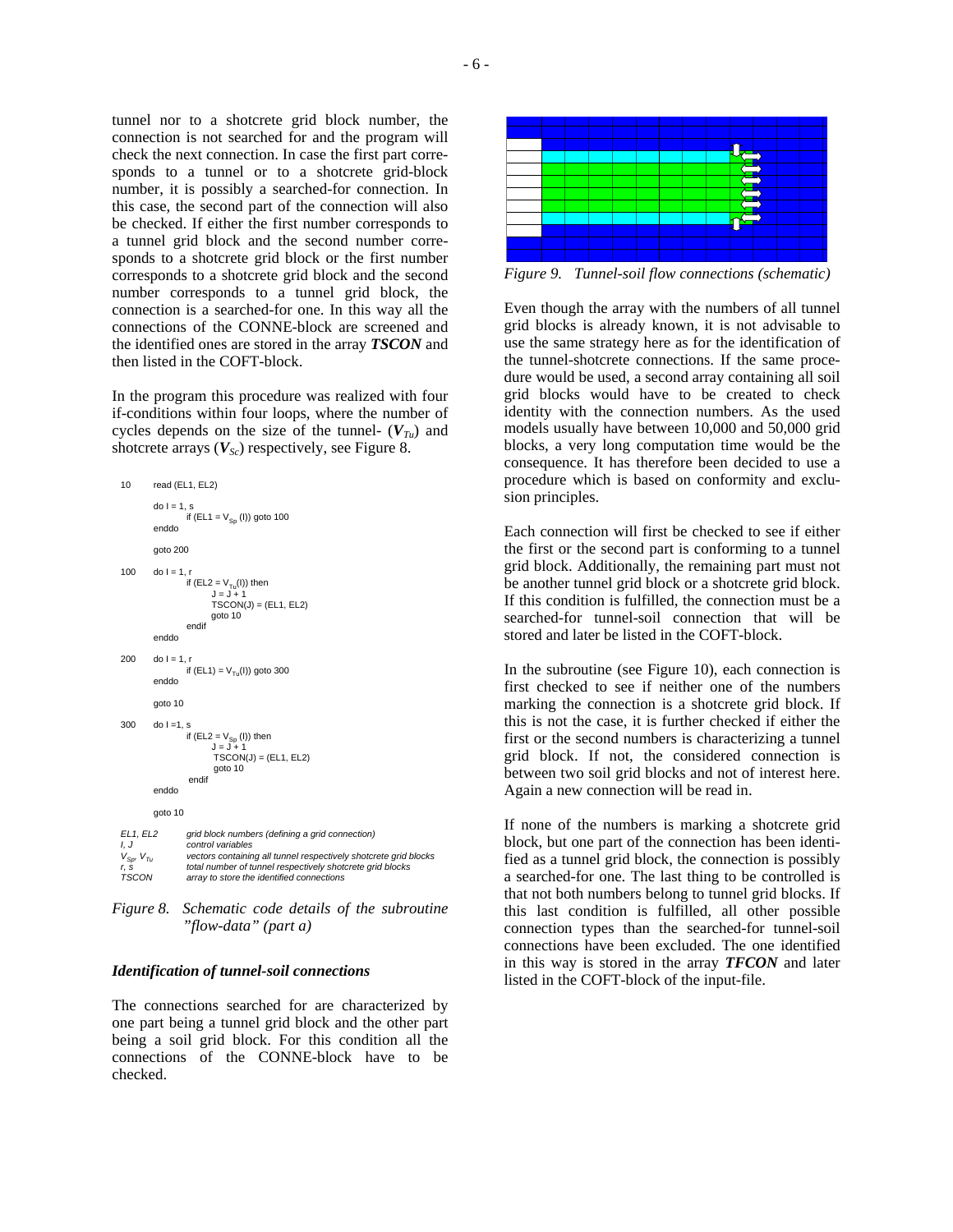tunnel nor to a shotcrete grid block number, the connection is not searched for and the program will check the next connection. In case the first part corresponds to a tunnel or to a shotcrete grid-block number, it is possibly a searched-for connection. In this case, the second part of the connection will also be checked. If either the first number corresponds to a tunnel grid block and the second number corresponds to a shotcrete grid block or the first number corresponds to a shotcrete grid block and the second number corresponds to a tunnel grid block, the connection is a searched-for one. In this way all the connections of the CONNE-block are screened and the identified ones are stored in the array ***TSCON*** and then listed in the COFT-block.

In the program this procedure was realized with four if-conditions within four loops, where the number of cycles depends on the size of the tunnel- ($\boldsymbol{V_{Tu}}$) and shotcrete arrays ($\boldsymbol{V_{Sc}}$) respectively, see Figure 8.

```
10      read (EL1, EL2)

        do I = 1, s
                if (EL1 = V_Sp (I)) goto 100
        enddo

        goto 200

100     do I = 1, r
                if (EL2 = V_Tu(I)) then
                        J = J + 1
                        TSCON(J) = (EL1, EL2)
                        goto 10
                endif
        enddo

200     do I = 1, r
                if (EL1) = V_Tu(I)) goto 300
        enddo

        goto 10

300     do I =1, s
                if (EL2 = V_Sp (I)) then
                        J = J + 1
                        TSCON(J) = (EL1, EL2)
                        goto 10
                endif
        enddo

        goto 10
```

*EL1, EL2* — *grid block numbers (defining a grid connection)*
*I, J* — *control variables*
$V_{Sp}$, $V_{Tu}$ — *vectors containing all tunnel respectively shotcrete grid blocks*
*r, s* — *total number of tunnel respectively shotcrete grid blocks*
*TSCON* — *array to store the identified connections*

*Figure 8. Schematic code details of the subroutine "flow-data" (part a)*

### *Identification of tunnel-soil connections*

The connections searched for are characterized by one part being a tunnel grid block and the other part being a soil grid block. For this condition all the connections of the CONNE-block have to be checked.

*Figure 9. Tunnel-soil flow connections (schematic)*

Even though the array with the numbers of all tunnel grid blocks is already known, it is not advisable to use the same strategy here as for the identification of the tunnel-shotcrete connections. If the same procedure would be used, a second array containing all soil grid blocks would have to be created to check identity with the connection numbers. As the used models usually have between 10,000 and 50,000 grid blocks, a very long computation time would be the consequence. It has therefore been decided to use a procedure which is based on conformity and exclusion principles.

Each connection will first be checked to see if either the first or the second part is conforming to a tunnel grid block. Additionally, the remaining part must not be another tunnel grid block or a shotcrete grid block. If this condition is fulfilled, the connection must be a searched-for tunnel-soil connection that will be stored and later be listed in the COFT-block.

In the subroutine (see Figure 10), each connection is first checked to see if neither one of the numbers marking the connection is a shotcrete grid block. If this is not the case, it is further checked if either the first or the second numbers is characterizing a tunnel grid block. If not, the considered connection is between two soil grid blocks and not of interest here. Again a new connection will be read in.

If none of the numbers is marking a shotcrete grid block, but one part of the connection has been identified as a tunnel grid block, the connection is possibly a searched-for one. The last thing to be controlled is that not both numbers belong to tunnel grid blocks. If this last condition is fulfilled, all other possible connection types than the searched-for tunnel-soil connections have been excluded. The one identified in this way is stored in the array ***TFCON*** and later listed in the COFT-block of the input-file.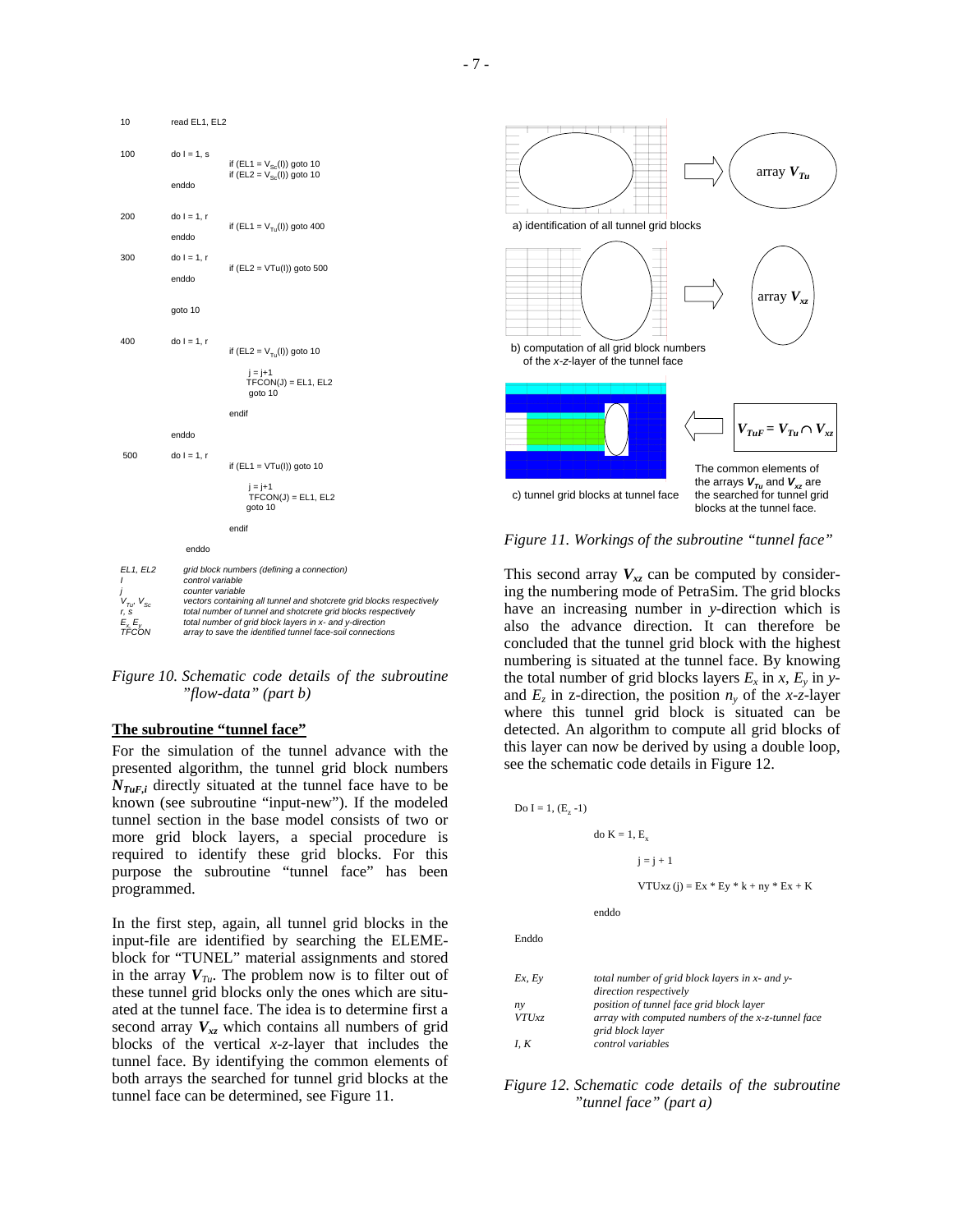```
10      read EL1, EL2

100     do I = 1, s
                if (EL1 = VSc(I)) goto 10
                if (EL2 = VSc(I)) goto 10
        enddo

200     do I = 1, r
                if (EL1 = VTu(I)) goto 400
        enddo

300     do I = 1, r
                if (EL2 = VTu(I)) goto 500
        enddo

        goto 10

400     do I = 1, r
                if (EL2 = VTu(I)) goto 10
                        j = j+1
                        TFCON(J) = EL1, EL2
                        goto 10
                endif
        enddo

500     do I = 1, r
                if (EL1 = VTu(I)) goto 10
                        j = j+1
                        TFCON(J) = EL1, EL2
                        goto 10
                endif
        enddo
```

*EL1, EL2* — *grid block numbers (defining a connection)*
*I* — *control variable*
*j* — *counter variable*
$V_{Tu}$, $V_{Sc}$ — *vectors containing all tunnel and shotcrete grid blocks respectively*
*r, s* — *total number of tunnel and shotcrete grid blocks respectively*
$E_x$, $E_y$ — *total number of grid block layers in x- and y-direction*
*TFCON* — *array to save the identified tunnel face-soil connections*

*Figure 10. Schematic code details of the subroutine "flow-data" (part b)*

## The subroutine "tunnel face"

For the simulation of the tunnel advance with the presented algorithm, the tunnel grid block numbers $N_{TuF,i}$ directly situated at the tunnel face have to be known (see subroutine "input-new"). If the modeled tunnel section in the base model consists of two or more grid block layers, a special procedure is required to identify these grid blocks. For this purpose the subroutine "tunnel face" has been programmed.

In the first step, again, all tunnel grid blocks in the input-file are identified by searching the ELEME-block for "TUNEL" material assignments and stored in the array $V_{Tu}$. The problem now is to filter out of these tunnel grid blocks only the ones which are situated at the tunnel face. The idea is to determine first a second array $V_{xz}$ which contains all numbers of grid blocks of the vertical *x-z*-layer that includes the tunnel face. By identifying the common elements of both arrays the searched for tunnel grid blocks at the tunnel face can be determined, see Figure 11.

a) identification of all tunnel grid blocks → array $V_{Tu}$

b) computation of all grid block numbers of the *x-z*-layer of the tunnel face → array $V_{xz}$

c) tunnel grid blocks at tunnel face ← $V_{TuF} = V_{Tu} \cap V_{xz}$

The common elements of the arrays $V_{Tu}$ and $V_{xz}$ are the searched for tunnel grid blocks at the tunnel face.

*Figure 11. Workings of the subroutine "tunnel face"*

This second array $V_{xz}$ can be computed by considering the numbering mode of PetraSim. The grid blocks have an increasing number in *y*-direction which is also the advance direction. It can therefore be concluded that the tunnel grid block with the highest numbering is situated at the tunnel face. By knowing the total number of grid blocks layers $E_x$ in *x*, $E_y$ in *y*- and $E_z$ in z-direction, the position $n_y$ of the *x-z*-layer where this tunnel grid block is situated can be detected. An algorithm to compute all grid blocks of this layer can now be derived by using a double loop, see the schematic code details in Figure 12.

```
Do I = 1, (Ez -1)
        do K = 1, Ex
                j = j + 1
                VTUxz (j) = Ex * Ey * k + ny * Ex + K
        enddo
Enddo
```

*Ex, Ey* — *total number of grid block layers in x- and y-direction respectively*
*ny* — *position of tunnel face grid block layer*
*VTUxz* — *array with computed numbers of the x-z-tunnel face grid block layer*
*I, K* — *control variables*

*Figure 12. Schematic code details of the subroutine "tunnel face" (part a)*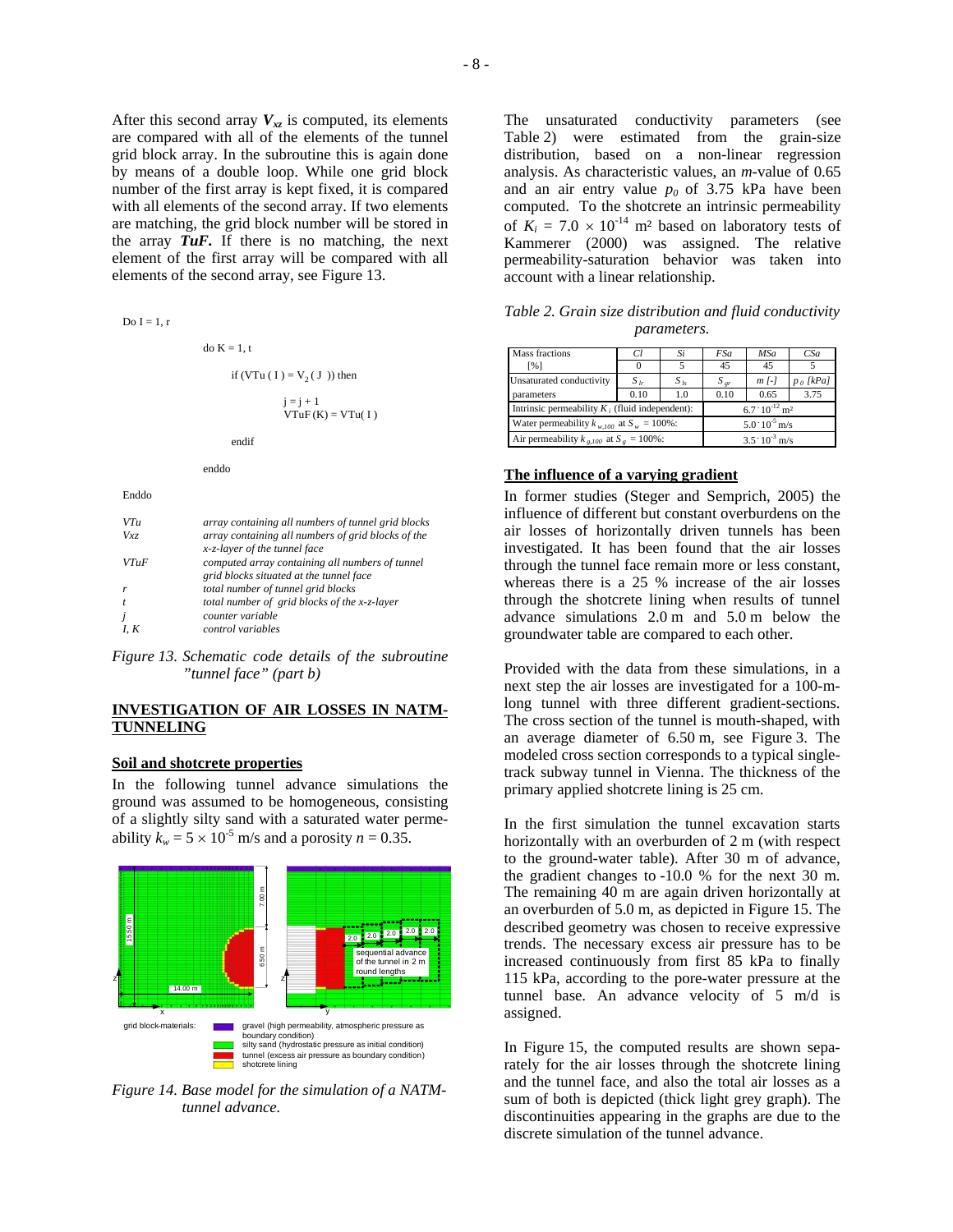After this second array $V_{xz}$ is computed, its elements are compared with all of the elements of the tunnel grid block array. In the subroutine this is again done by means of a double loop. While one grid block number of the first array is kept fixed, it is compared with all elements of the second array. If two elements are matching, the grid block number will be stored in the array ***TuF***. If there is no matching, the next element of the first array will be compared with all elements of the second array, see Figure 13.

```
Do I = 1, r
        do K = 1, t
            if (VTu ( I ) = V2 ( J )) then
                j = j + 1
                VTuF (K) = VTu( I )
            endif
        enddo
Enddo
```

| | |
|---|---|
| *VTu* | *array containing all numbers of tunnel grid blocks* |
| *Vxz* | *array containing all numbers of grid blocks of the x-z-layer of the tunnel face* |
| *VTuF* | *computed array containing all numbers of tunnel grid blocks situated at the tunnel face* |
| *r* | *total number of tunnel grid blocks* |
| *t* | *total number of grid blocks of the x-z-layer* |
| *j* | *counter variable* |
| *I, K* | *control variables* |

*Figure 13. Schematic code details of the subroutine "tunnel face" (part b)*

## INVESTIGATION OF AIR LOSSES IN NATM-TUNNELING

### Soil and shotcrete properties

In the following tunnel advance simulations the ground was assumed to be homogeneous, consisting of a slightly silty sand with a saturated water permeability $k_w = 5 \times 10^{-5}$ m/s and a porosity $n = 0.35$.

*Figure 14. Base model for the simulation of a NATM-tunnel advance.*

The unsaturated conductivity parameters (see Table 2) were estimated from the grain-size distribution, based on a non-linear regression analysis. As characteristic values, an *m*-value of 0.65 and an air entry value $p_0$ of 3.75 kPa have been computed. To the shotcrete an intrinsic permeability of $K_i = 7.0 \times 10^{-14}$ m² based on laboratory tests of Kammerer (2000) was assigned. The relative permeability-saturation behavior was taken into account with a linear relationship.

*Table 2. Grain size distribution and fluid conductivity parameters.*

| Mass fractions [%] | *Cl* | *Si* | *FSa* | *MSa* | *CSa* |
|---|---|---|---|---|---|
| | 0 | 5 | 45 | 45 | 5 |
| Unsaturated conductivity parameters | $S_{lr}$ | $S_{ls}$ | $S_{gr}$ | *m [-]* | $p_0$ *[kPa]* |
| | 0.10 | 1.0 | 0.10 | 0.65 | 3.75 |
| Intrinsic permeability $K_i$ (fluid independent): | | | $6.7 \cdot 10^{-12}$ m² | | |
| Water permeability $k_{w,100}$ at $S_w$ = 100%: | | | $5.0 \cdot 10^{-5}$ m/s | | |
| Air permeability $k_{g,100}$ at $S_g$ = 100%: | | | $3.5 \cdot 10^{-3}$ m/s | | |

### The influence of a varying gradient

In former studies (Steger and Semprich, 2005) the influence of different but constant overburdens on the air losses of horizontally driven tunnels has been investigated. It has been found that the air losses through the tunnel face remain more or less constant, whereas there is a 25 % increase of the air losses through the shotcrete lining when results of tunnel advance simulations 2.0 m and 5.0 m below the groundwater table are compared to each other.

Provided with the data from these simulations, in a next step the air losses are investigated for a 100-m-long tunnel with three different gradient-sections. The cross section of the tunnel is mouth-shaped, with an average diameter of 6.50 m, see Figure 3. The modeled cross section corresponds to a typical single-track subway tunnel in Vienna. The thickness of the primary applied shotcrete lining is 25 cm.

In the first simulation the tunnel excavation starts horizontally with an overburden of 2 m (with respect to the ground-water table). After 30 m of advance, the gradient changes to -10.0 % for the next 30 m. The remaining 40 m are again driven horizontally at an overburden of 5.0 m, as depicted in Figure 15. The described geometry was chosen to receive expressive trends. The necessary excess air pressure has to be increased continuously from first 85 kPa to finally 115 kPa, according to the pore-water pressure at the tunnel base. An advance velocity of 5 m/d is assigned.

In Figure 15, the computed results are shown separately for the air losses through the shotcrete lining and the tunnel face, and also the total air losses as a sum of both is depicted (thick light grey graph). The discontinuities appearing in the graphs are due to the discrete simulation of the tunnel advance.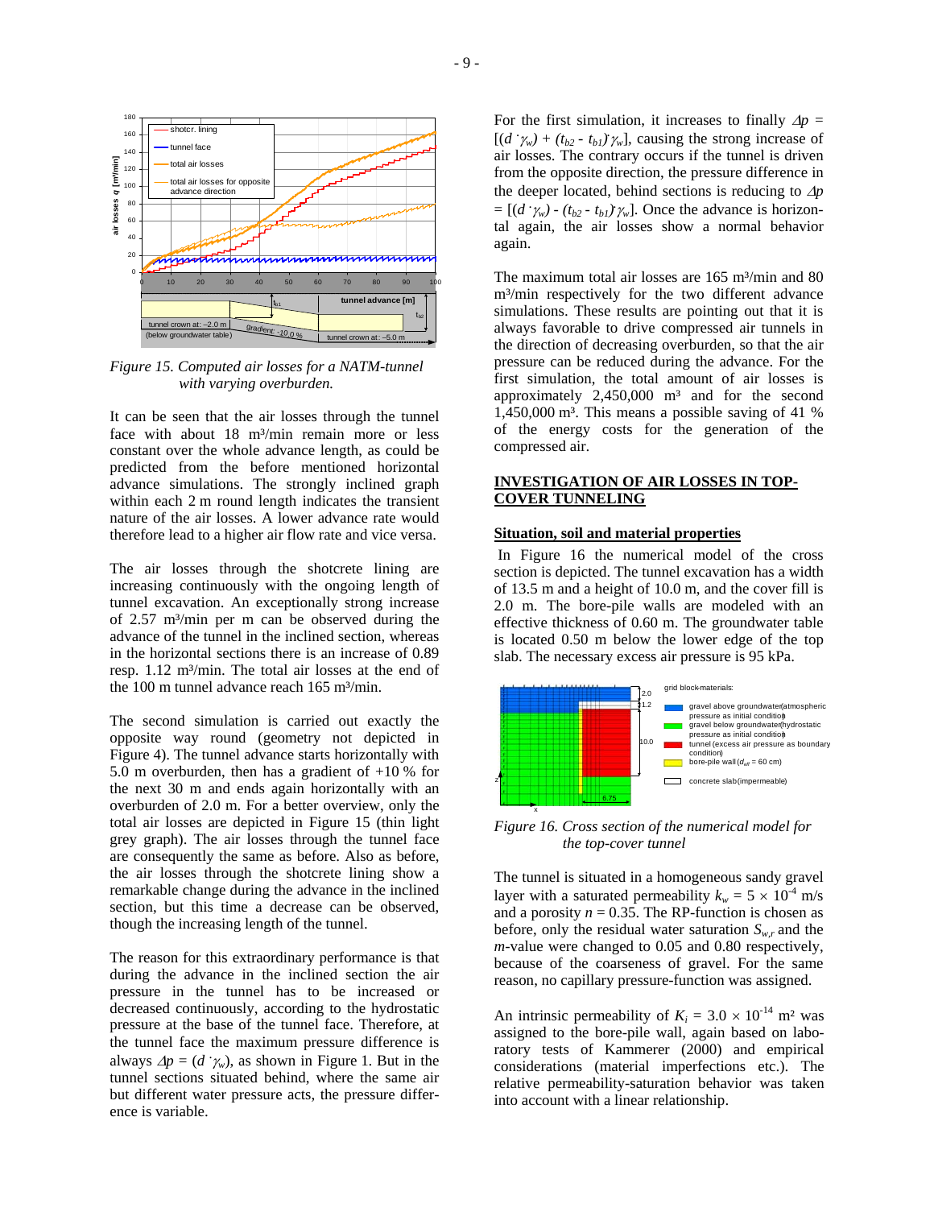Figure 15. Computed air losses for a NATM-tunnel with varying overburden.

It can be seen that the air losses through the tunnel face with about 18 m³/min remain more or less constant over the whole advance length, as could be predicted from the before mentioned horizontal advance simulations. The strongly inclined graph within each 2 m round length indicates the transient nature of the air losses. A lower advance rate would therefore lead to a higher air flow rate and vice versa.

The air losses through the shotcrete lining are increasing continuously with the ongoing length of tunnel excavation. An exceptionally strong increase of 2.57 m³/min per m can be observed during the advance of the tunnel in the inclined section, whereas in the horizontal sections there is an increase of 0.89 resp. 1.12 m³/min. The total air losses at the end of the 100 m tunnel advance reach 165 m³/min.

The second simulation is carried out exactly the opposite way round (geometry not depicted in Figure 4). The tunnel advance starts horizontally with 5.0 m overburden, then has a gradient of +10 % for the next 30 m and ends again horizontally with an overburden of 2.0 m. For a better overview, only the total air losses are depicted in Figure 15 (thin light grey graph). The air losses through the tunnel face are consequently the same as before. Also as before, the air losses through the shotcrete lining show a remarkable change during the advance in the inclined section, but this time a decrease can be observed, though the increasing length of the tunnel.

The reason for this extraordinary performance is that during the advance in the inclined section the air pressure in the tunnel has to be increased or decreased continuously, according to the hydrostatic pressure at the base of the tunnel face. Therefore, at the tunnel face the maximum pressure difference is always $\Delta p = (d \cdot \gamma_w)$, as shown in Figure 1. But in the tunnel sections situated behind, where the same air but different water pressure acts, the pressure difference is variable.

For the first simulation, it increases to finally $\Delta p = [(d \cdot \gamma_w) + (t_{b2} - t_{b1}) \cdot \gamma_w]$, causing the strong increase of air losses. The contrary occurs if the tunnel is driven from the opposite direction, the pressure difference in the deeper located, behind sections is reducing to $\Delta p = [(d \cdot \gamma_w) - (t_{b2} - t_{b1}) \cdot \gamma_w]$. Once the advance is horizontal again, the air losses show a normal behavior again.

The maximum total air losses are 165 m³/min and 80 m³/min respectively for the two different advance simulations. These results are pointing out that it is always favorable to drive compressed air tunnels in the direction of decreasing overburden, so that the air pressure can be reduced during the advance. For the first simulation, the total amount of air losses is approximately 2,450,000 m³ and for the second 1,450,000 m³. This means a possible saving of 41 % of the energy costs for the generation of the compressed air.

## INVESTIGATION OF AIR LOSSES IN TOP-COVER TUNNELING

### Situation, soil and material properties

In Figure 16 the numerical model of the cross section is depicted. The tunnel excavation has a width of 13.5 m and a height of 10.0 m, and the cover fill is 2.0 m. The bore-pile walls are modeled with an effective thickness of 0.60 m. The groundwater table is located 0.50 m below the lower edge of the top slab. The necessary excess air pressure is 95 kPa.

Figure 16. Cross section of the numerical model for the top-cover tunnel

The tunnel is situated in a homogeneous sandy gravel layer with a saturated permeability $k_w = 5 \times 10^{-4}$ m/s and a porosity $n = 0.35$. The RP-function is chosen as before, only the residual water saturation $S_{w,r}$ and the $m$-value were changed to 0.05 and 0.80 respectively, because of the coarseness of gravel. For the same reason, no capillary pressure-function was assigned.

An intrinsic permeability of $K_i = 3.0 \times 10^{-14}$ m² was assigned to the bore-pile wall, again based on laboratory tests of Kammerer (2000) and empirical considerations (material imperfections etc.). The relative permeability-saturation behavior was taken into account with a linear relationship.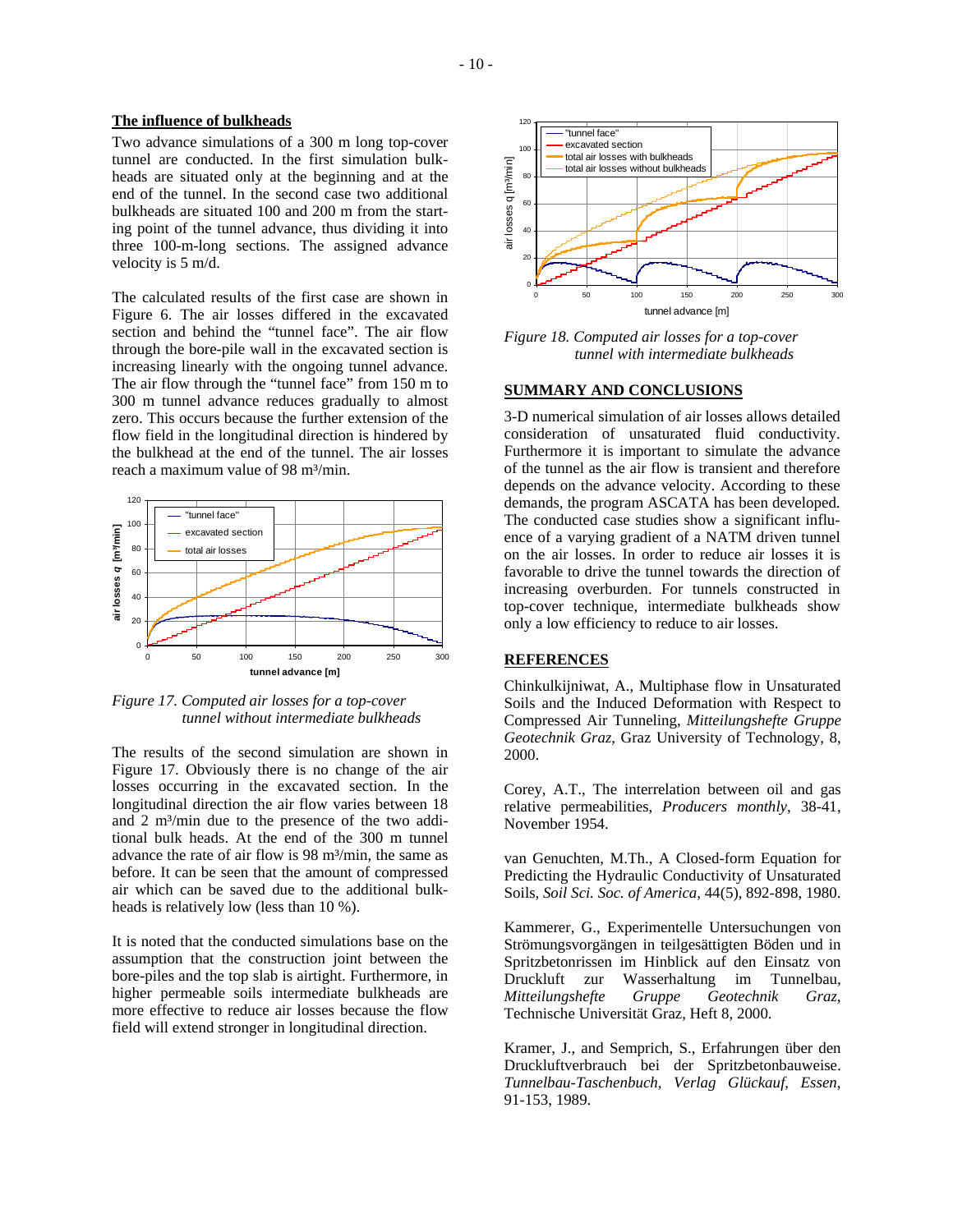## The influence of bulkheads

Two advance simulations of a 300 m long top-cover tunnel are conducted. In the first simulation bulkheads are situated only at the beginning and at the end of the tunnel. In the second case two additional bulkheads are situated 100 and 200 m from the starting point of the tunnel advance, thus dividing it into three 100-m-long sections. The assigned advance velocity is 5 m/d.

The calculated results of the first case are shown in Figure 6. The air losses differed in the excavated section and behind the "tunnel face". The air flow through the bore-pile wall in the excavated section is increasing linearly with the ongoing tunnel advance. The air flow through the "tunnel face" from 150 m to 300 m tunnel advance reduces gradually to almost zero. This occurs because the further extension of the flow field in the longitudinal direction is hindered by the bulkhead at the end of the tunnel. The air losses reach a maximum value of 98 m³/min.

*Figure 17. Computed air losses for a top-cover tunnel without intermediate bulkheads*

The results of the second simulation are shown in Figure 17. Obviously there is no change of the air losses occurring in the excavated section. In the longitudinal direction the air flow varies between 18 and 2 m³/min due to the presence of the two additional bulk heads. At the end of the 300 m tunnel advance the rate of air flow is 98 m³/min, the same as before. It can be seen that the amount of compressed air which can be saved due to the additional bulkheads is relatively low (less than 10 %).

It is noted that the conducted simulations base on the assumption that the construction joint between the bore-piles and the top slab is airtight. Furthermore, in higher permeable soils intermediate bulkheads are more effective to reduce air losses because the flow field will extend stronger in longitudinal direction.

*Figure 18. Computed air losses for a top-cover tunnel with intermediate bulkheads*

## SUMMARY AND CONCLUSIONS

3-D numerical simulation of air losses allows detailed consideration of unsaturated fluid conductivity. Furthermore it is important to simulate the advance of the tunnel as the air flow is transient and therefore depends on the advance velocity. According to these demands, the program ASCATA has been developed. The conducted case studies show a significant influence of a varying gradient of a NATM driven tunnel on the air losses. In order to reduce air losses it is favorable to drive the tunnel towards the direction of increasing overburden. For tunnels constructed in top-cover technique, intermediate bulkheads show only a low efficiency to reduce to air losses.

## REFERENCES

Chinkulkijniwat, A., Multiphase flow in Unsaturated Soils and the Induced Deformation with Respect to Compressed Air Tunneling, *Mitteilungshefte Gruppe Geotechnik Graz*, Graz University of Technology, 8, 2000.

Corey, A.T., The interrelation between oil and gas relative permeabilities, *Producers monthly*, 38-41, November 1954.

van Genuchten, M.Th., A Closed-form Equation for Predicting the Hydraulic Conductivity of Unsaturated Soils, *Soil Sci. Soc. of America*, 44(5), 892-898, 1980.

Kammerer, G., Experimentelle Untersuchungen von Strömungsvorgängen in teilgesättigten Böden und in Spritzbetonrissen im Hinblick auf den Einsatz von Druckluft zur Wasserhaltung im Tunnelbau, *Mitteilungshefte Gruppe Geotechnik Graz*, Technische Universität Graz, Heft 8, 2000.

Kramer, J., and Semprich, S., Erfahrungen über den Druckluftverbrauch bei der Spritzbetonbauweise. *Tunnelbau-Taschenbuch, Verlag Glückauf, Essen*, 91-153, 1989.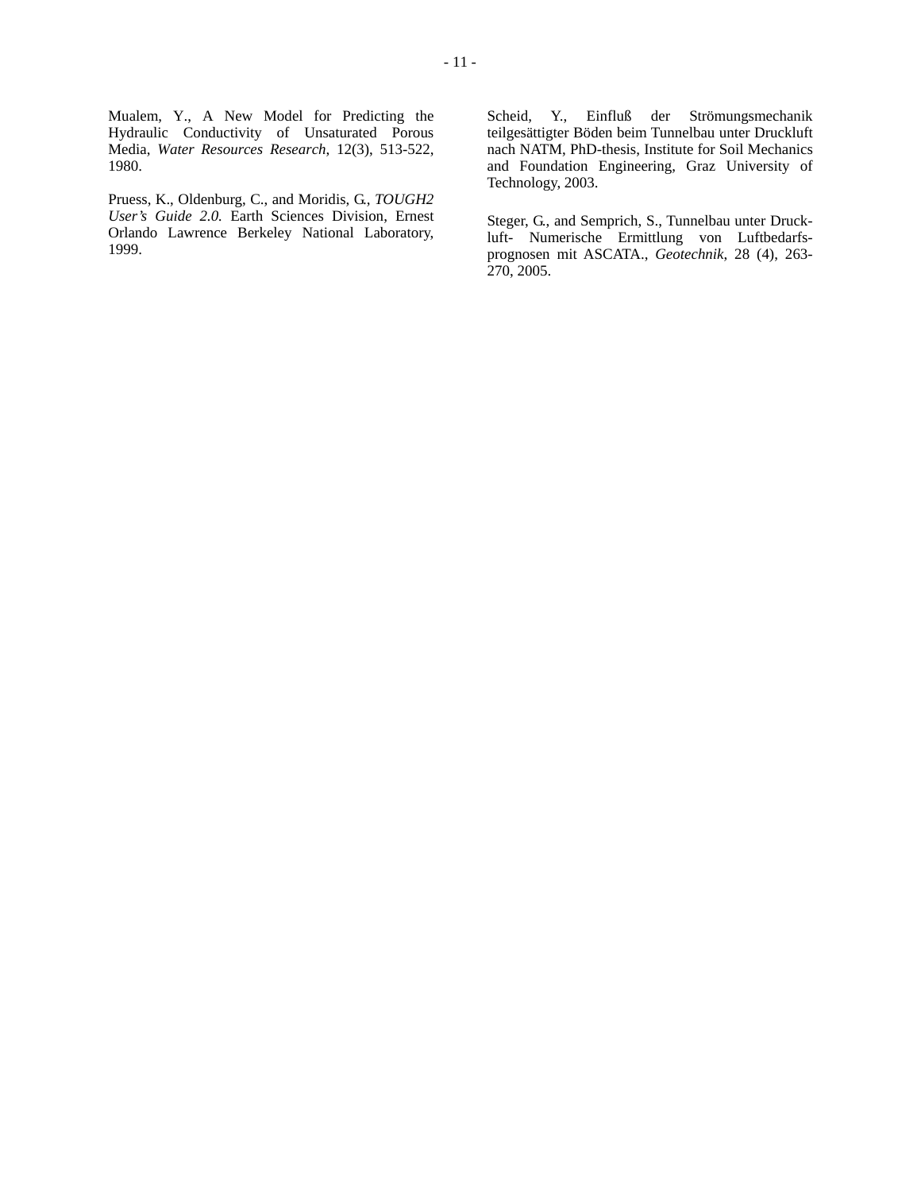Mualem, Y., A New Model for Predicting the Hydraulic Conductivity of Unsaturated Porous Media, *Water Resources Research*, 12(3), 513-522, 1980.

Pruess, K., Oldenburg, C., and Moridis, G., *TOUGH2 User's Guide 2.0.* Earth Sciences Division, Ernest Orlando Lawrence Berkeley National Laboratory, 1999.

Scheid, Y., Einfluß der Strömungsmechanik teilgesättigter Böden beim Tunnelbau unter Druckluft nach NATM, PhD-thesis, Institute for Soil Mechanics and Foundation Engineering, Graz University of Technology, 2003.

Steger, G., and Semprich, S., Tunnelbau unter Druckluft- Numerische Ermittlung von Luftbedarfsprognosen mit ASCATA., *Geotechnik*, 28 (4), 263-270, 2005.